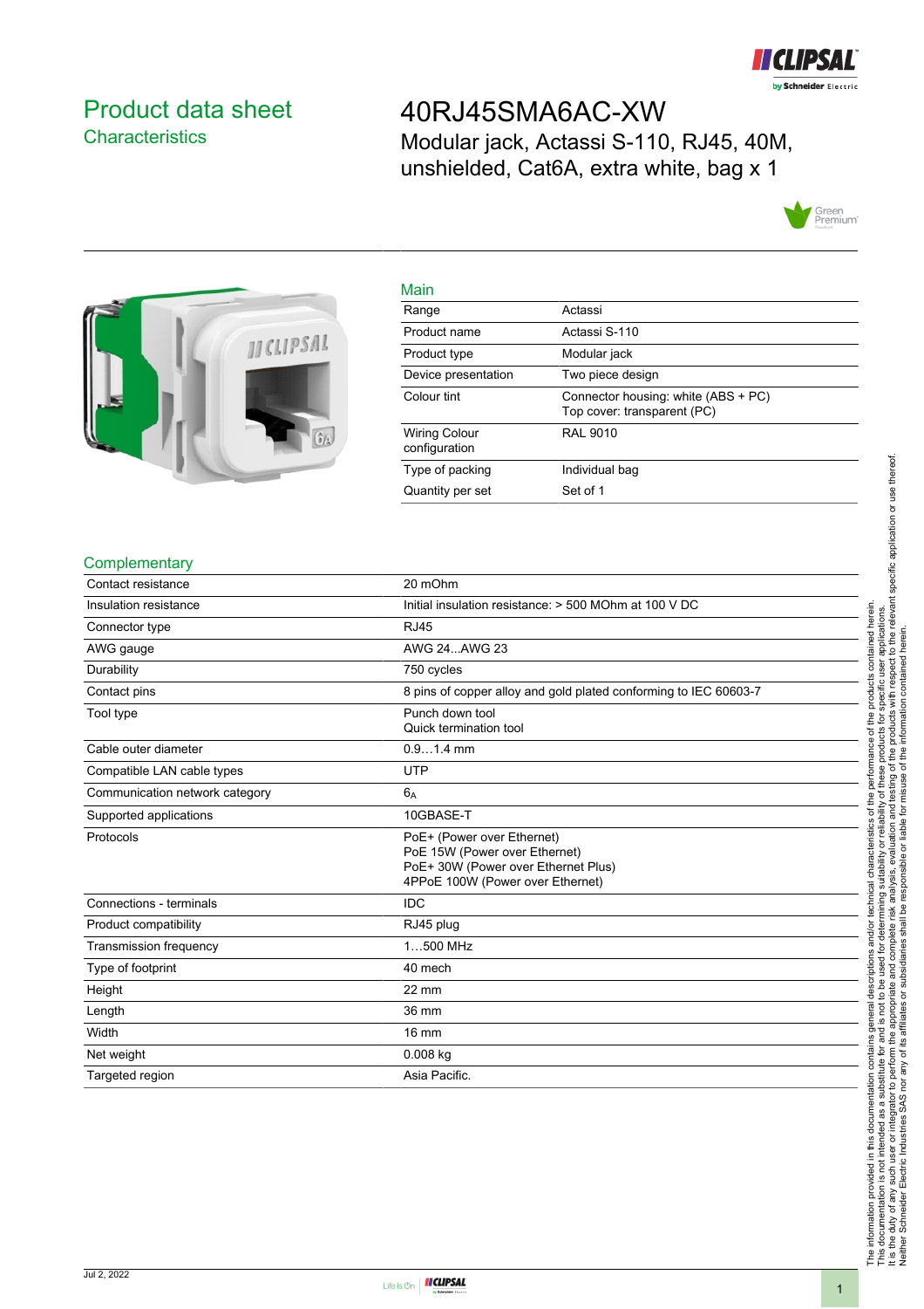# Product data sheet
## Characteristics

# 40RJ45SMA6AC-XW

Modular jack, Actassi S-110, RJ45, 40M, unshielded, Cat6A, extra white, bag x 1

### Main

| | |
|---|---|
| Range | Actassi |
| Product name | Actassi S-110 |
| Product type | Modular jack |
| Device presentation | Two piece design |
| Colour tint | Connector housing: white (ABS + PC)<br>Top cover: transparent (PC) |
| Wiring Colour configuration | RAL 9010 |
| Type of packing | Individual bag |
| Quantity per set | Set of 1 |

### Complementary

| | |
|---|---|
| Contact resistance | 20 mOhm |
| Insulation resistance | Initial insulation resistance: > 500 MOhm at 100 V DC |
| Connector type | RJ45 |
| AWG gauge | AWG 24...AWG 23 |
| Durability | 750 cycles |
| Contact pins | 8 pins of copper alloy and gold plated conforming to IEC 60603-7 |
| Tool type | Punch down tool<br>Quick termination tool |
| Cable outer diameter | 0.9…1.4 mm |
| Compatible LAN cable types | UTP |
| Communication network category | $6_A$ |
| Supported applications | 10GBASE-T |
| Protocols | PoE+ (Power over Ethernet)<br>PoE 15W (Power over Ethernet)<br>PoE+ 30W (Power over Ethernet Plus)<br>4PPoE 100W (Power over Ethernet) |
| Connections - terminals | IDC |
| Product compatibility | RJ45 plug |
| Transmission frequency | 1…500 MHz |
| Type of footprint | 40 mech |
| Height | 22 mm |
| Length | 36 mm |
| Width | 16 mm |
| Net weight | 0.008 kg |
| Targeted region | Asia Pacific. |

The information provided in this documentation contains general descriptions and/or technical characteristics of the performance of the products contained herein. This documentation is not intended as a substitute for and is not to be used for determining suitability or reliability of these products for specific user applications. It is the duty of any such user or integrator to perform the appropriate and complete risk analysis, evaluation and testing of the products with respect to the relevant specific application or use thereof. Neither Schneider Electric Industries SAS nor any of its affiliates or subsidiaries shall be responsible or liable for misuse of the information contained herein.

Jul 2, 2022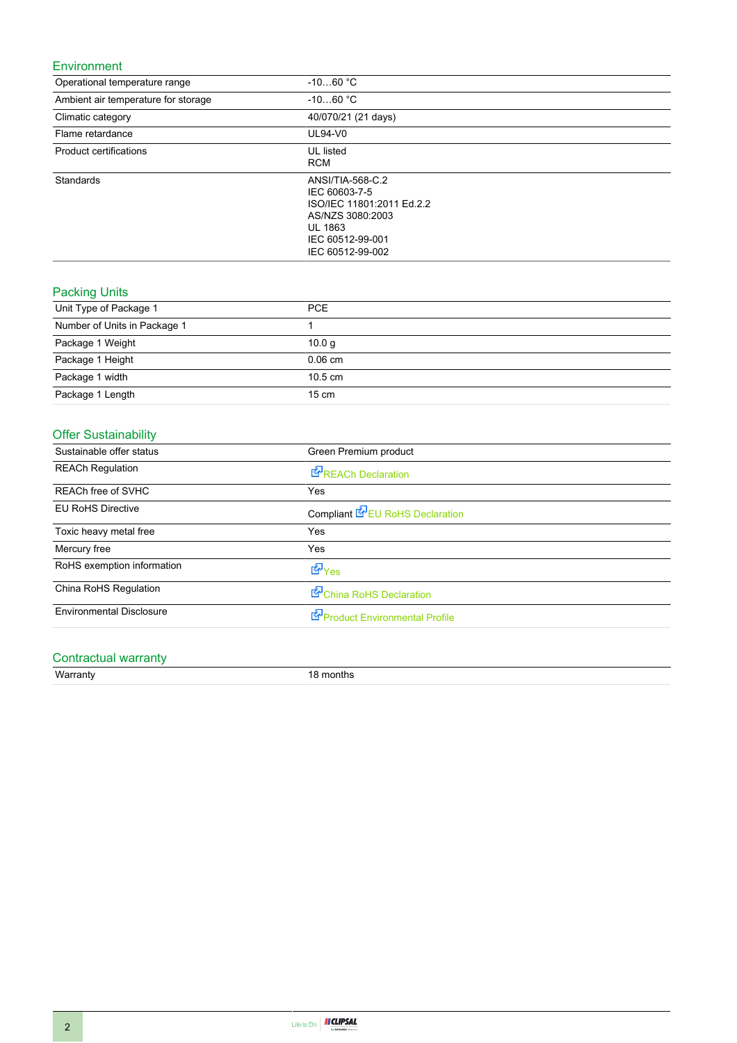## Environment

| | |
|---|---|
| Operational temperature range | -10…60 °C |
| Ambient air temperature for storage | -10…60 °C |
| Climatic category | 40/070/21 (21 days) |
| Flame retardance | UL94-V0 |
| Product certifications | UL listed<br>RCM |
| Standards | ANSI/TIA-568-C.2<br>IEC 60603-7-5<br>ISO/IEC 11801:2011 Ed.2.2<br>AS/NZS 3080:2003<br>UL 1863<br>IEC 60512-99-001<br>IEC 60512-99-002 |

## Packing Units

| | |
|---|---|
| Unit Type of Package 1 | PCE |
| Number of Units in Package 1 | 1 |
| Package 1 Weight | 10.0 g |
| Package 1 Height | 0.06 cm |
| Package 1 width | 10.5 cm |
| Package 1 Length | 15 cm |

## Offer Sustainability

| | |
|---|---|
| Sustainable offer status | Green Premium product |
| REACh Regulation | REACh Declaration |
| REACh free of SVHC | Yes |
| EU RoHS Directive | Compliant EU RoHS Declaration |
| Toxic heavy metal free | Yes |
| Mercury free | Yes |
| RoHS exemption information | Yes |
| China RoHS Regulation | China RoHS Declaration |
| Environmental Disclosure | Product Environmental Profile |

## Contractual warranty

| | |
|---|---|
| Warranty | 18 months |